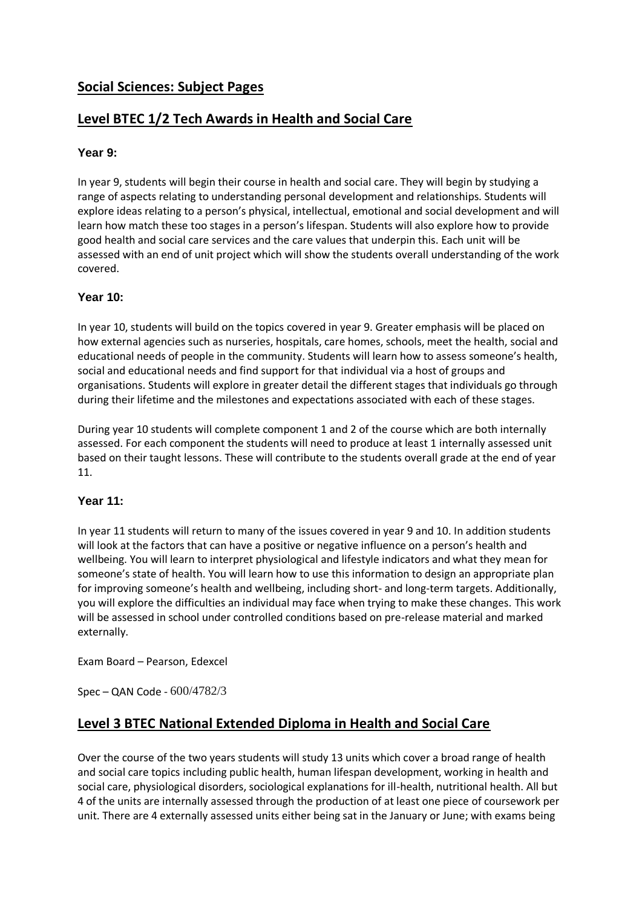# Social Sciences: Subject Pages

## Level BTEC 1/2 Tech Awards in Health and Social Care

### Year 9:

In year 9, students will begin their course in health and social care. They will begin by studying a range of aspects relating to understanding personal development and relationships. Students will explore ideas relating to a person's physical, intellectual, emotional and social development and will learn how match these too stages in a person's lifespan. Students will also explore how to provide good health and social care services and the care values that underpin this. Each unit will be assessed with an end of unit project which will show the students overall understanding of the work covered.

### Year 10:

In year 10, students will build on the topics covered in year 9. Greater emphasis will be placed on how external agencies such as nurseries, hospitals, care homes, schools, meet the health, social and educational needs of people in the community. Students will learn how to assess someone's health, social and educational needs and find support for that individual via a host of groups and organisations. Students will explore in greater detail the different stages that individuals go through during their lifetime and the milestones and expectations associated with each of these stages.

During year 10 students will complete component 1 and 2 of the course which are both internally assessed. For each component the students will need to produce at least 1 internally assessed unit based on their taught lessons. These will contribute to the students overall grade at the end of year 11.

### Year 11:

In year 11 students will return to many of the issues covered in year 9 and 10. In addition students will look at the factors that can have a positive or negative influence on a person's health and wellbeing. You will learn to interpret physiological and lifestyle indicators and what they mean for someone's state of health. You will learn how to use this information to design an appropriate plan for improving someone's health and wellbeing, including short- and long-term targets. Additionally, you will explore the difficulties an individual may face when trying to make these changes. This work will be assessed in school under controlled conditions based on pre-release material and marked externally.

Exam Board – Pearson, Edexcel

Spec – QAN Code - 600/4782/3

## Level 3 BTEC National Extended Diploma in Health and Social Care

Over the course of the two years students will study 13 units which cover a broad range of health and social care topics including public health, human lifespan development, working in health and social care, physiological disorders, sociological explanations for ill-health, nutritional health. All but 4 of the units are internally assessed through the production of at least one piece of coursework per unit. There are 4 externally assessed units either being sat in the January or June; with exams being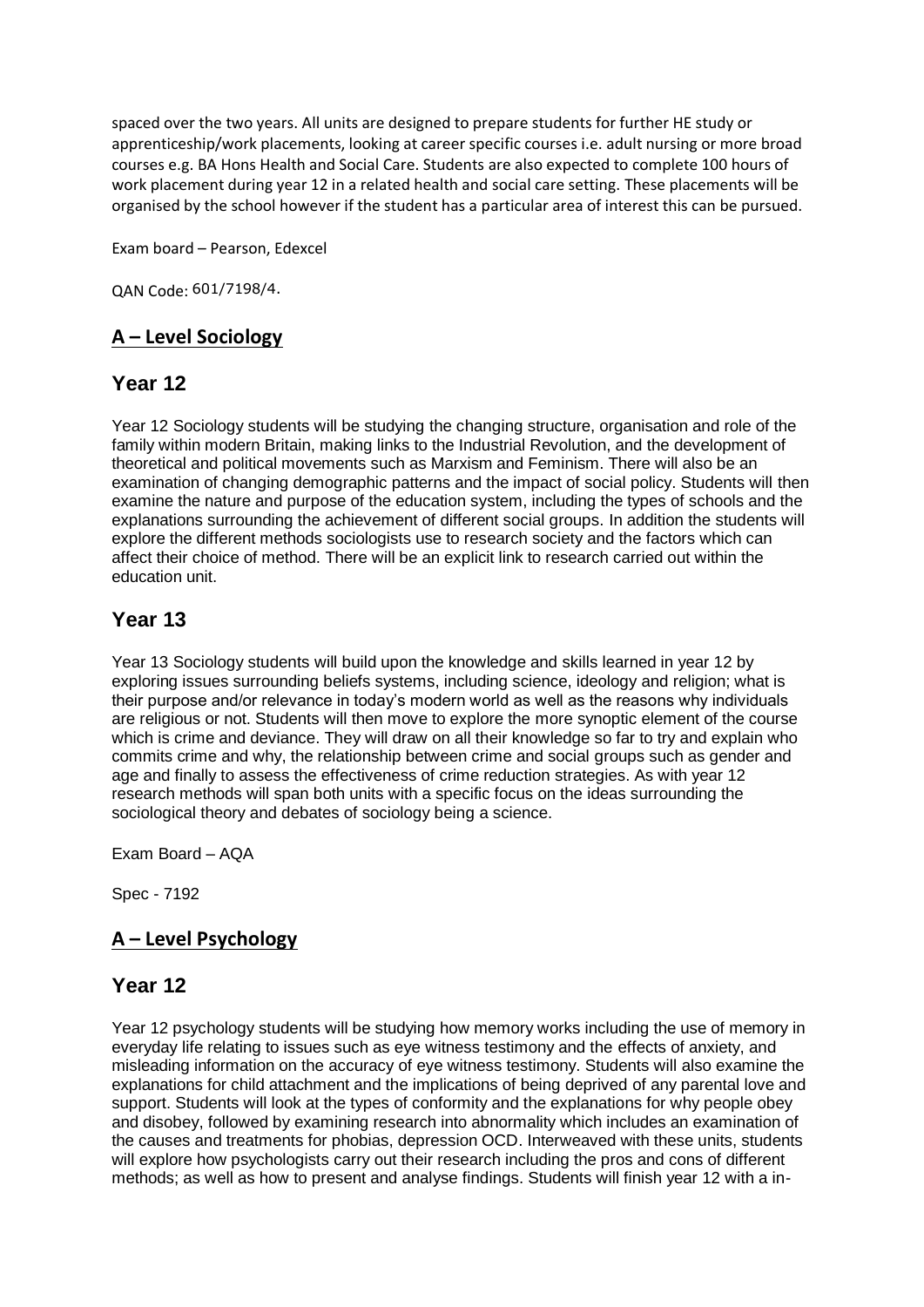spaced over the two years. All units are designed to prepare students for further HE study or apprenticeship/work placements, looking at career specific courses i.e. adult nursing or more broad courses e.g. BA Hons Health and Social Care. Students are also expected to complete 100 hours of work placement during year 12 in a related health and social care setting. These placements will be organised by the school however if the student has a particular area of interest this can be pursued.

Exam board – Pearson, Edexcel

QAN Code: 601/7198/4.

## **A – Level Sociology**

### Year 12

Year 12 Sociology students will be studying the changing structure, organisation and role of the family within modern Britain, making links to the Industrial Revolution, and the development of theoretical and political movements such as Marxism and Feminism. There will also be an examination of changing demographic patterns and the impact of social policy. Students will then examine the nature and purpose of the education system, including the types of schools and the explanations surrounding the achievement of different social groups. In addition the students will explore the different methods sociologists use to research society and the factors which can affect their choice of method. There will be an explicit link to research carried out within the education unit.

### Year 13

Year 13 Sociology students will build upon the knowledge and skills learned in year 12 by exploring issues surrounding beliefs systems, including science, ideology and religion; what is their purpose and/or relevance in today's modern world as well as the reasons why individuals are religious or not. Students will then move to explore the more synoptic element of the course which is crime and deviance. They will draw on all their knowledge so far to try and explain who commits crime and why, the relationship between crime and social groups such as gender and age and finally to assess the effectiveness of crime reduction strategies. As with year 12 research methods will span both units with a specific focus on the ideas surrounding the sociological theory and debates of sociology being a science.

Exam Board – AQA

Spec - 7192

## **A – Level Psychology**

### Year 12

Year 12 psychology students will be studying how memory works including the use of memory in everyday life relating to issues such as eye witness testimony and the effects of anxiety, and misleading information on the accuracy of eye witness testimony. Students will also examine the explanations for child attachment and the implications of being deprived of any parental love and support. Students will look at the types of conformity and the explanations for why people obey and disobey, followed by examining research into abnormality which includes an examination of the causes and treatments for phobias, depression OCD. Interweaved with these units, students will explore how psychologists carry out their research including the pros and cons of different methods; as well as how to present and analyse findings. Students will finish year 12 with a in-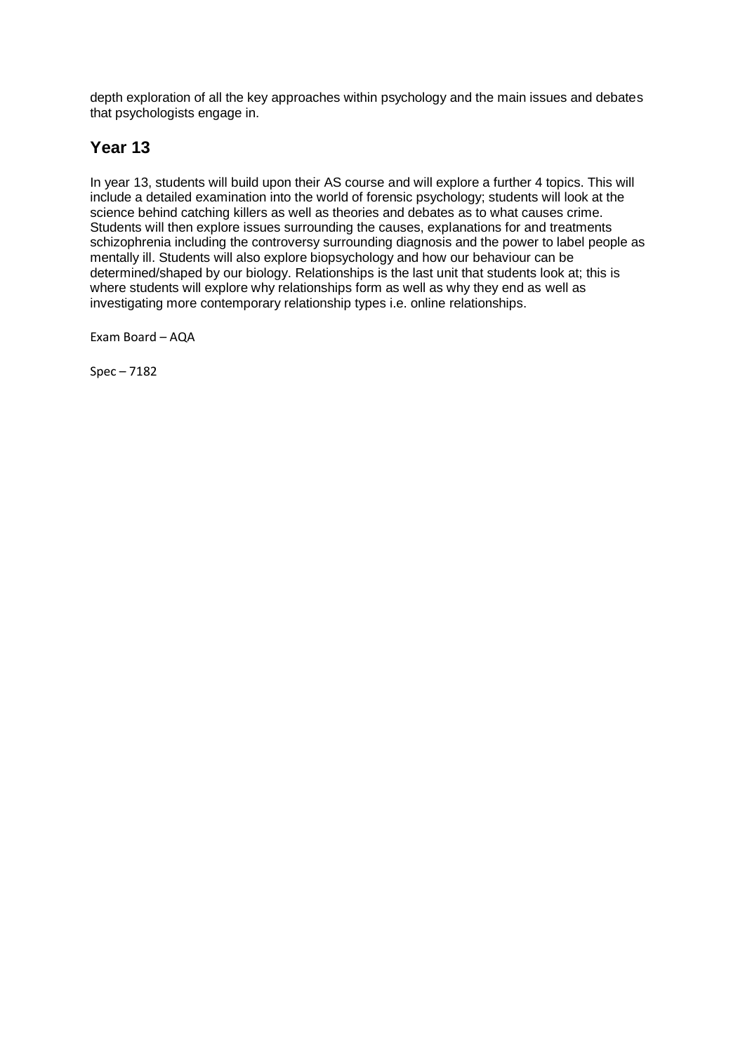depth exploration of all the key approaches within psychology and the main issues and debates that psychologists engage in.

## Year 13

In year 13, students will build upon their AS course and will explore a further 4 topics. This will include a detailed examination into the world of forensic psychology; students will look at the science behind catching killers as well as theories and debates as to what causes crime. Students will then explore issues surrounding the causes, explanations for and treatments schizophrenia including the controversy surrounding diagnosis and the power to label people as mentally ill. Students will also explore biopsychology and how our behaviour can be determined/shaped by our biology. Relationships is the last unit that students look at; this is where students will explore why relationships form as well as why they end as well as investigating more contemporary relationship types i.e. online relationships.

Exam Board – AQA

Spec – 7182